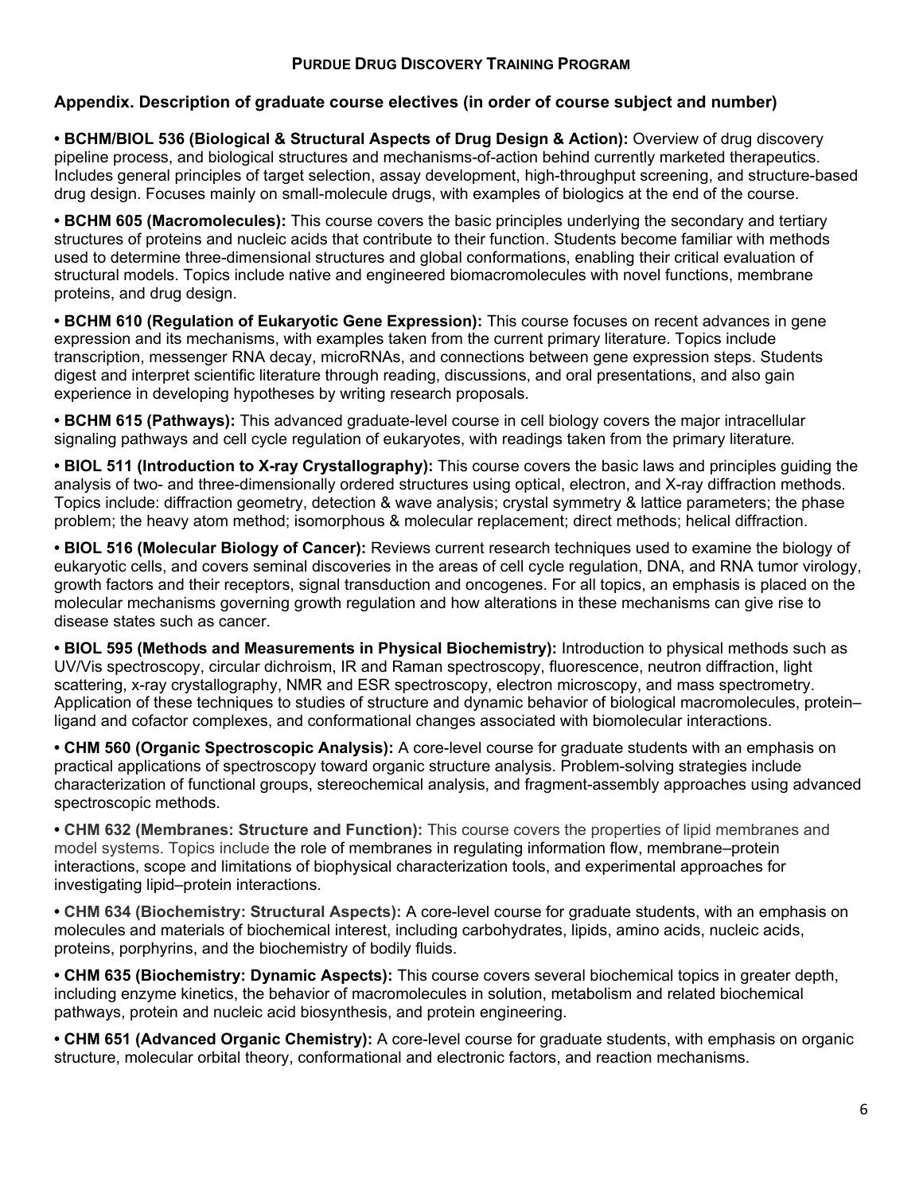# PURDUE DRUG DISCOVERY TRAINING PROGRAM

## Appendix. Description of graduate course electives (in order of course subject and number)

- **BCHM/BIOL 536 (Biological & Structural Aspects of Drug Design & Action):** Overview of drug discovery pipeline process, and biological structures and mechanisms-of-action behind currently marketed therapeutics. Includes general principles of target selection, assay development, high-throughput screening, and structure-based drug design. Focuses mainly on small-molecule drugs, with examples of biologics at the end of the course.

- **BCHM 605 (Macromolecules):** This course covers the basic principles underlying the secondary and tertiary structures of proteins and nucleic acids that contribute to their function. Students become familiar with methods used to determine three-dimensional structures and global conformations, enabling their critical evaluation of structural models. Topics include native and engineered biomacromolecules with novel functions, membrane proteins, and drug design.

- **BCHM 610 (Regulation of Eukaryotic Gene Expression):** This course focuses on recent advances in gene expression and its mechanisms, with examples taken from the current primary literature. Topics include transcription, messenger RNA decay, microRNAs, and connections between gene expression steps. Students digest and interpret scientific literature through reading, discussions, and oral presentations, and also gain experience in developing hypotheses by writing research proposals.

- **BCHM 615 (Pathways):** This advanced graduate-level course in cell biology covers the major intracellular signaling pathways and cell cycle regulation of eukaryotes, with readings taken from the primary literature.

- **BIOL 511 (Introduction to X-ray Crystallography):** This course covers the basic laws and principles guiding the analysis of two- and three-dimensionally ordered structures using optical, electron, and X-ray diffraction methods. Topics include: diffraction geometry, detection & wave analysis; crystal symmetry & lattice parameters; the phase problem; the heavy atom method; isomorphous & molecular replacement; direct methods; helical diffraction.

- **BIOL 516 (Molecular Biology of Cancer):** Reviews current research techniques used to examine the biology of eukaryotic cells, and covers seminal discoveries in the areas of cell cycle regulation, DNA, and RNA tumor virology, growth factors and their receptors, signal transduction and oncogenes. For all topics, an emphasis is placed on the molecular mechanisms governing growth regulation and how alterations in these mechanisms can give rise to disease states such as cancer.

- **BIOL 595 (Methods and Measurements in Physical Biochemistry):** Introduction to physical methods such as UV/Vis spectroscopy, circular dichroism, IR and Raman spectroscopy, fluorescence, neutron diffraction, light scattering, x-ray crystallography, NMR and ESR spectroscopy, electron microscopy, and mass spectrometry. Application of these techniques to studies of structure and dynamic behavior of biological macromolecules, protein–ligand and cofactor complexes, and conformational changes associated with biomolecular interactions.

- **CHM 560 (Organic Spectroscopic Analysis):** A core-level course for graduate students with an emphasis on practical applications of spectroscopy toward organic structure analysis. Problem-solving strategies include characterization of functional groups, stereochemical analysis, and fragment-assembly approaches using advanced spectroscopic methods.

- **CHM 632 (Membranes: Structure and Function):** This course covers the properties of lipid membranes and model systems. Topics include the role of membranes in regulating information flow, membrane–protein interactions, scope and limitations of biophysical characterization tools, and experimental approaches for investigating lipid–protein interactions.

- **CHM 634 (Biochemistry: Structural Aspects):** A core-level course for graduate students, with an emphasis on molecules and materials of biochemical interest, including carbohydrates, lipids, amino acids, nucleic acids, proteins, porphyrins, and the biochemistry of bodily fluids.

- **CHM 635 (Biochemistry: Dynamic Aspects):** This course covers several biochemical topics in greater depth, including enzyme kinetics, the behavior of macromolecules in solution, metabolism and related biochemical pathways, protein and nucleic acid biosynthesis, and protein engineering.

- **CHM 651 (Advanced Organic Chemistry):** A core-level course for graduate students, with emphasis on organic structure, molecular orbital theory, conformational and electronic factors, and reaction mechanisms.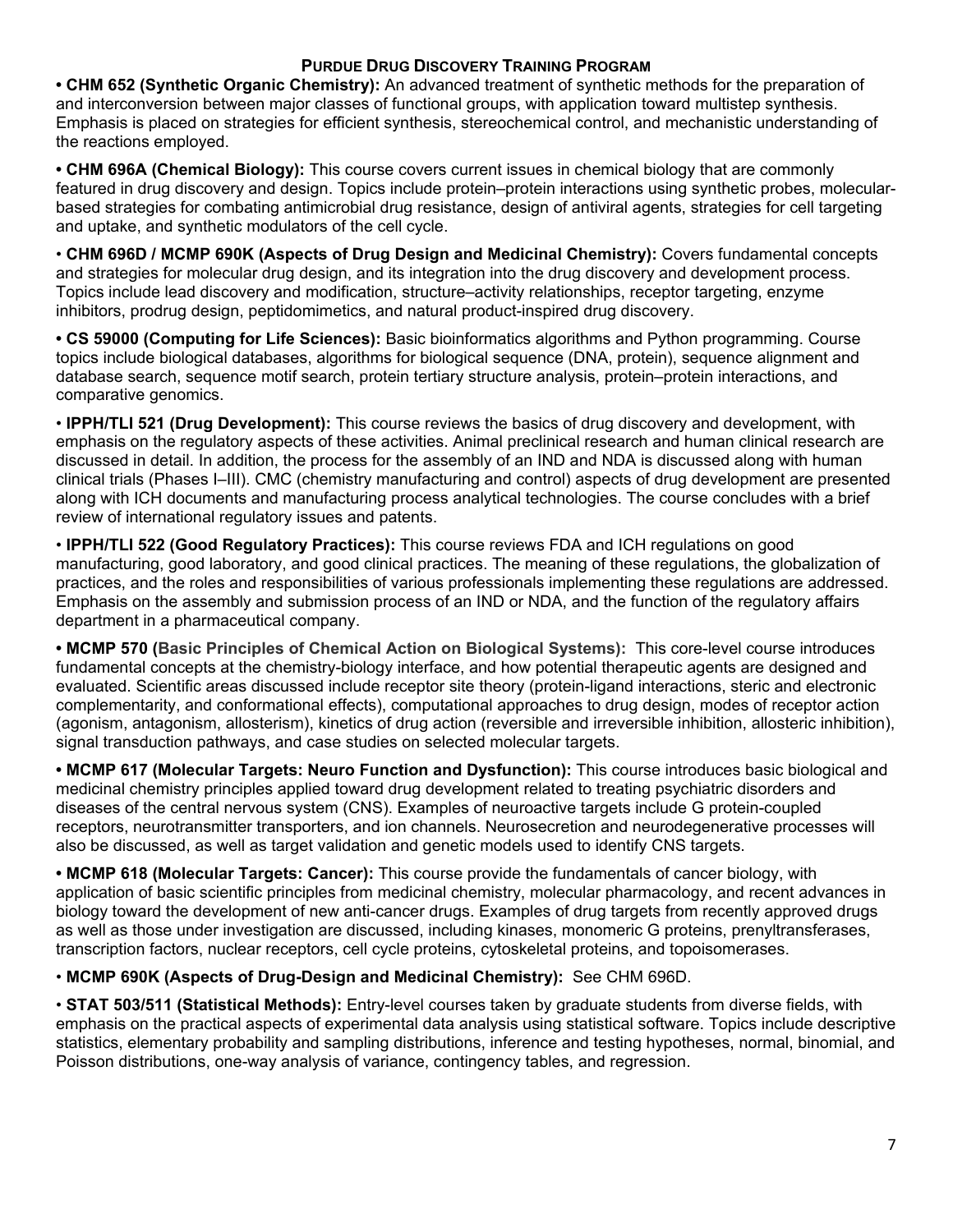## PURDUE DRUG DISCOVERY TRAINING PROGRAM

- **CHM 652 (Synthetic Organic Chemistry):** An advanced treatment of synthetic methods for the preparation of and interconversion between major classes of functional groups, with application toward multistep synthesis. Emphasis is placed on strategies for efficient synthesis, stereochemical control, and mechanistic understanding of the reactions employed.

- **CHM 696A (Chemical Biology):** This course covers current issues in chemical biology that are commonly featured in drug discovery and design. Topics include protein–protein interactions using synthetic probes, molecular-based strategies for combating antimicrobial drug resistance, design of antiviral agents, strategies for cell targeting and uptake, and synthetic modulators of the cell cycle.

- **CHM 696D / MCMP 690K (Aspects of Drug Design and Medicinal Chemistry):** Covers fundamental concepts and strategies for molecular drug design, and its integration into the drug discovery and development process. Topics include lead discovery and modification, structure–activity relationships, receptor targeting, enzyme inhibitors, prodrug design, peptidomimetics, and natural product-inspired drug discovery.

- **CS 59000 (Computing for Life Sciences):** Basic bioinformatics algorithms and Python programming. Course topics include biological databases, algorithms for biological sequence (DNA, protein), sequence alignment and database search, sequence motif search, protein tertiary structure analysis, protein–protein interactions, and comparative genomics.

- **IPPH/TLI 521 (Drug Development):** This course reviews the basics of drug discovery and development, with emphasis on the regulatory aspects of these activities. Animal preclinical research and human clinical research are discussed in detail. In addition, the process for the assembly of an IND and NDA is discussed along with human clinical trials (Phases I–III). CMC (chemistry manufacturing and control) aspects of drug development are presented along with ICH documents and manufacturing process analytical technologies. The course concludes with a brief review of international regulatory issues and patents.

- **IPPH/TLI 522 (Good Regulatory Practices):** This course reviews FDA and ICH regulations on good manufacturing, good laboratory, and good clinical practices. The meaning of these regulations, the globalization of practices, and the roles and responsibilities of various professionals implementing these regulations are addressed. Emphasis on the assembly and submission process of an IND or NDA, and the function of the regulatory affairs department in a pharmaceutical company.

- **MCMP 570 (Basic Principles of Chemical Action on Biological Systems):** This core-level course introduces fundamental concepts at the chemistry-biology interface, and how potential therapeutic agents are designed and evaluated. Scientific areas discussed include receptor site theory (protein-ligand interactions, steric and electronic complementarity, and conformational effects), computational approaches to drug design, modes of receptor action (agonism, antagonism, allosterism), kinetics of drug action (reversible and irreversible inhibition, allosteric inhibition), signal transduction pathways, and case studies on selected molecular targets.

- **MCMP 617 (Molecular Targets: Neuro Function and Dysfunction):** This course introduces basic biological and medicinal chemistry principles applied toward drug development related to treating psychiatric disorders and diseases of the central nervous system (CNS). Examples of neuroactive targets include G protein-coupled receptors, neurotransmitter transporters, and ion channels. Neurosecretion and neurodegenerative processes will also be discussed, as well as target validation and genetic models used to identify CNS targets.

- **MCMP 618 (Molecular Targets: Cancer):** This course provide the fundamentals of cancer biology, with application of basic scientific principles from medicinal chemistry, molecular pharmacology, and recent advances in biology toward the development of new anti-cancer drugs. Examples of drug targets from recently approved drugs as well as those under investigation are discussed, including kinases, monomeric G proteins, prenyltransferases, transcription factors, nuclear receptors, cell cycle proteins, cytoskeletal proteins, and topoisomerases.

- **MCMP 690K (Aspects of Drug-Design and Medicinal Chemistry):** See CHM 696D.

- **STAT 503/511 (Statistical Methods):** Entry-level courses taken by graduate students from diverse fields, with emphasis on the practical aspects of experimental data analysis using statistical software. Topics include descriptive statistics, elementary probability and sampling distributions, inference and testing hypotheses, normal, binomial, and Poisson distributions, one-way analysis of variance, contingency tables, and regression.